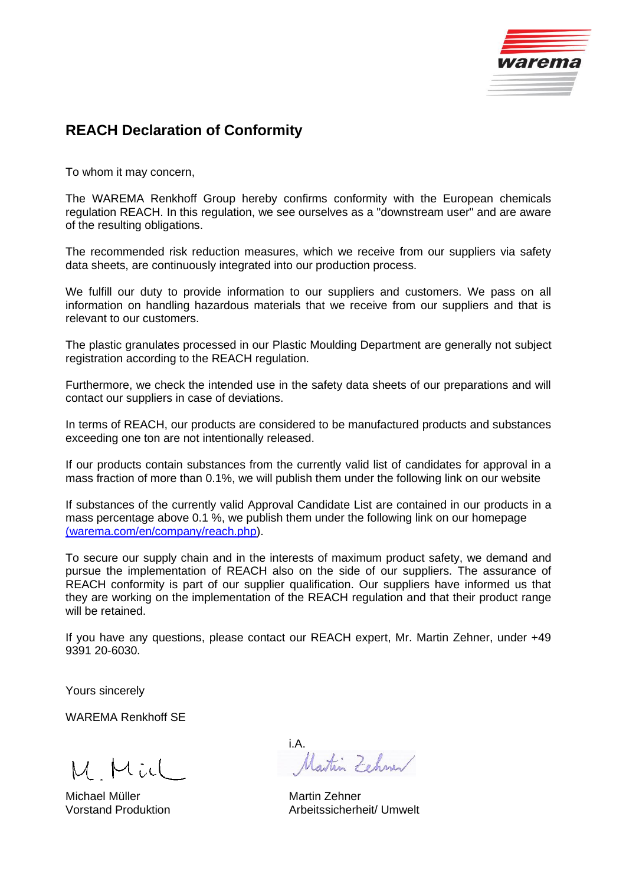# REACH Declaration of Conformity

To whom it may concern,

The WAREMA Renkhoff Group hereby confirms conformity with the European chemicals regulation REACH. In this regulation, we see ourselves as a "downstream user" and are aware of the resulting obligations.

The recommended risk reduction measures, which we receive from our suppliers via safety data sheets, are continuously integrated into our production process.

We fulfill our duty to provide information to our suppliers and customers. We pass on all information on handling hazardous materials that we receive from our suppliers and that is relevant to our customers.

The plastic granulates processed in our Plastic Moulding Department are generally not subject registration according to the REACH regulation.

Furthermore, we check the intended use in the safety data sheets of our preparations and will contact our suppliers in case of deviations.

In terms of REACH, our products are considered to be manufactured products and substances exceeding one ton are not intentionally released.

If our products contain substances from the currently valid list of candidates for approval in a mass fraction of more than 0.1%, we will publish them under the following link on our website

If substances of the currently valid Approval Candidate List are contained in our products in a mass percentage above 0.1 %, we publish them under the following link on our homepage (warema.com/en/company/reach.php).

To secure our supply chain and in the interests of maximum product safety, we demand and pursue the implementation of REACH also on the side of our suppliers. The assurance of REACH conformity is part of our supplier qualification. Our suppliers have informed us that they are working on the implementation of the REACH regulation and that their product range will be retained.

If you have any questions, please contact our REACH expert, Mr. Martin Zehner, under +49 9391 20-6030.

Yours sincerely

WAREMA Renkhoff SE

i.A.

Michael Müller
Vorstand Produktion

Martin Zehner
Arbeitssicherheit/ Umwelt